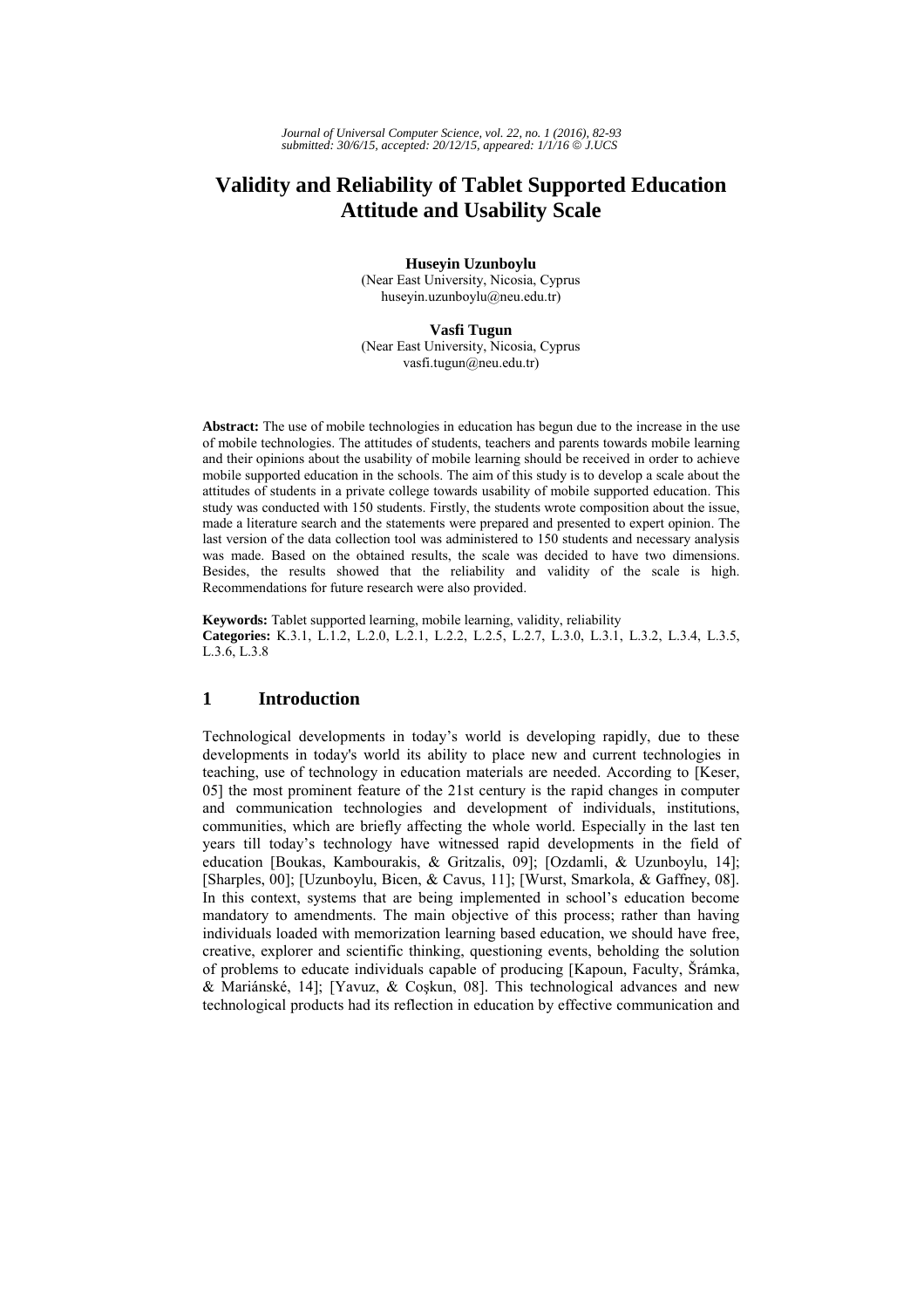# Validity and Reliability of Tablet Supported Education Attitude and Usability Scale

**Huseyin Uzunboylu**
(Near East University, Nicosia, Cyprus
huseyin.uzunboylu@neu.edu.tr)

**Vasfi Tugun**
(Near East University, Nicosia, Cyprus
vasfi.tugun@neu.edu.tr)

**Abstract:** The use of mobile technologies in education has begun due to the increase in the use of mobile technologies. The attitudes of students, teachers and parents towards mobile learning and their opinions about the usability of mobile learning should be received in order to achieve mobile supported education in the schools. The aim of this study is to develop a scale about the attitudes of students in a private college towards usability of mobile supported education. This study was conducted with 150 students. Firstly, the students wrote composition about the issue, made a literature search and the statements were prepared and presented to expert opinion. The last version of the data collection tool was administered to 150 students and necessary analysis was made. Based on the obtained results, the scale was decided to have two dimensions. Besides, the results showed that the reliability and validity of the scale is high. Recommendations for future research were also provided.

**Keywords:** Tablet supported learning, mobile learning, validity, reliability
**Categories:** K.3.1, L.1.2, L.2.0, L.2.1, L.2.2, L.2.5, L.2.7, L.3.0, L.3.1, L.3.2, L.3.4, L.3.5, L.3.6, L.3.8

## 1 Introduction

Technological developments in today's world is developing rapidly, due to these developments in today's world its ability to place new and current technologies in teaching, use of technology in education materials are needed. According to [Keser, 05] the most prominent feature of the 21st century is the rapid changes in computer and communication technologies and development of individuals, institutions, communities, which are briefly affecting the whole world. Especially in the last ten years till today's technology have witnessed rapid developments in the field of education [Boukas, Kambourakis, & Gritzalis, 09]; [Ozdamli, & Uzunboylu, 14]; [Sharples, 00]; [Uzunboylu, Bicen, & Cavus, 11]; [Wurst, Smarkola, & Gaffney, 08]. In this context, systems that are being implemented in school's education become mandatory to amendments. The main objective of this process; rather than having individuals loaded with memorization learning based education, we should have free, creative, explorer and scientific thinking, questioning events, beholding the solution of problems to educate individuals capable of producing [Kapoun, Faculty, Šrámka, & Mariánské, 14]; [Yavuz, & Coşkun, 08]. This technological advances and new technological products had its reflection in education by effective communication and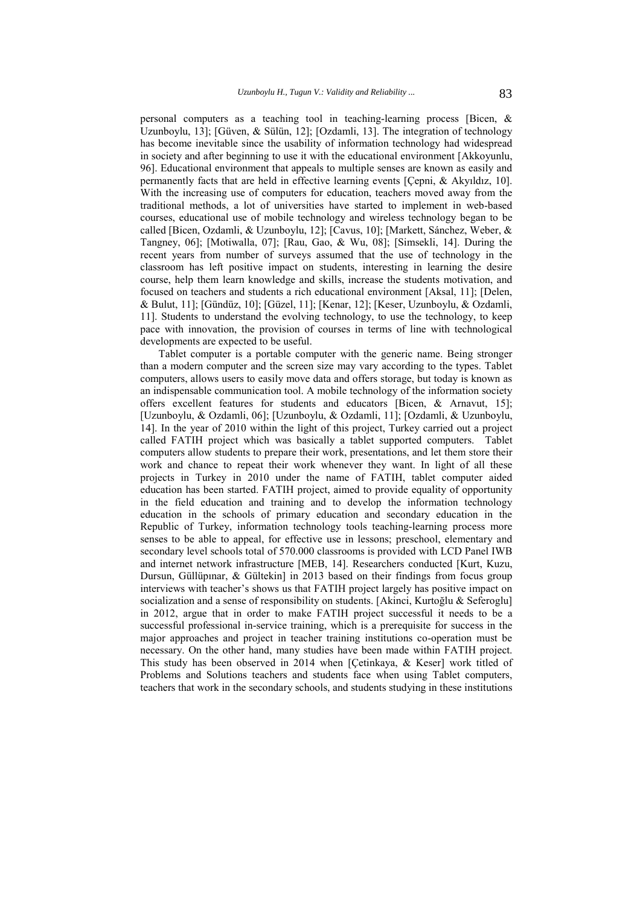personal computers as a teaching tool in teaching-learning process [Bicen, & Uzunboylu, 13]; [Güven, & Sülün, 12]; [Ozdamli, 13]. The integration of technology has become inevitable since the usability of information technology had widespread in society and after beginning to use it with the educational environment [Akkoyunlu, 96]. Educational environment that appeals to multiple senses are known as easily and permanently facts that are held in effective learning events [Çepni, & Akyıldız, 10]. With the increasing use of computers for education, teachers moved away from the traditional methods, a lot of universities have started to implement in web-based courses, educational use of mobile technology and wireless technology began to be called [Bicen, Ozdamli, & Uzunboylu, 12]; [Cavus, 10]; [Markett, Sánchez, Weber, & Tangney, 06]; [Motiwalla, 07]; [Rau, Gao, & Wu, 08]; [Simsekli, 14]. During the recent years from number of surveys assumed that the use of technology in the classroom has left positive impact on students, interesting in learning the desire course, help them learn knowledge and skills, increase the students motivation, and focused on teachers and students a rich educational environment [Aksal, 11]; [Delen, & Bulut, 11]; [Gündüz, 10]; [Güzel, 11]; [Kenar, 12]; [Keser, Uzunboylu, & Ozdamli, 11]. Students to understand the evolving technology, to use the technology, to keep pace with innovation, the provision of courses in terms of line with technological developments are expected to be useful.

Tablet computer is a portable computer with the generic name. Being stronger than a modern computer and the screen size may vary according to the types. Tablet computers, allows users to easily move data and offers storage, but today is known as an indispensable communication tool. A mobile technology of the information society offers excellent features for students and educators [Bicen, & Arnavut, 15]; [Uzunboylu, & Ozdamli, 06]; [Uzunboylu, & Ozdamli, 11]; [Ozdamli, & Uzunboylu, 14]. In the year of 2010 within the light of this project, Turkey carried out a project called FATIH project which was basically a tablet supported computers. Tablet computers allow students to prepare their work, presentations, and let them store their work and chance to repeat their work whenever they want. In light of all these projects in Turkey in 2010 under the name of FATIH, tablet computer aided education has been started. FATIH project, aimed to provide equality of opportunity in the field education and training and to develop the information technology education in the schools of primary education and secondary education in the Republic of Turkey, information technology tools teaching-learning process more senses to be able to appeal, for effective use in lessons; preschool, elementary and secondary level schools total of 570.000 classrooms is provided with LCD Panel IWB and internet network infrastructure [MEB, 14]. Researchers conducted [Kurt, Kuzu, Dursun, Güllüpınar, & Gültekin] in 2013 based on their findings from focus group interviews with teacher's shows us that FATIH project largely has positive impact on socialization and a sense of responsibility on students. [Akinci, Kurtoğlu & Seferoglu] in 2012, argue that in order to make FATIH project successful it needs to be a successful professional in-service training, which is a prerequisite for success in the major approaches and project in teacher training institutions co-operation must be necessary. On the other hand, many studies have been made within FATIH project. This study has been observed in 2014 when [Çetinkaya, & Keser] work titled of Problems and Solutions teachers and students face when using Tablet computers, teachers that work in the secondary schools, and students studying in these institutions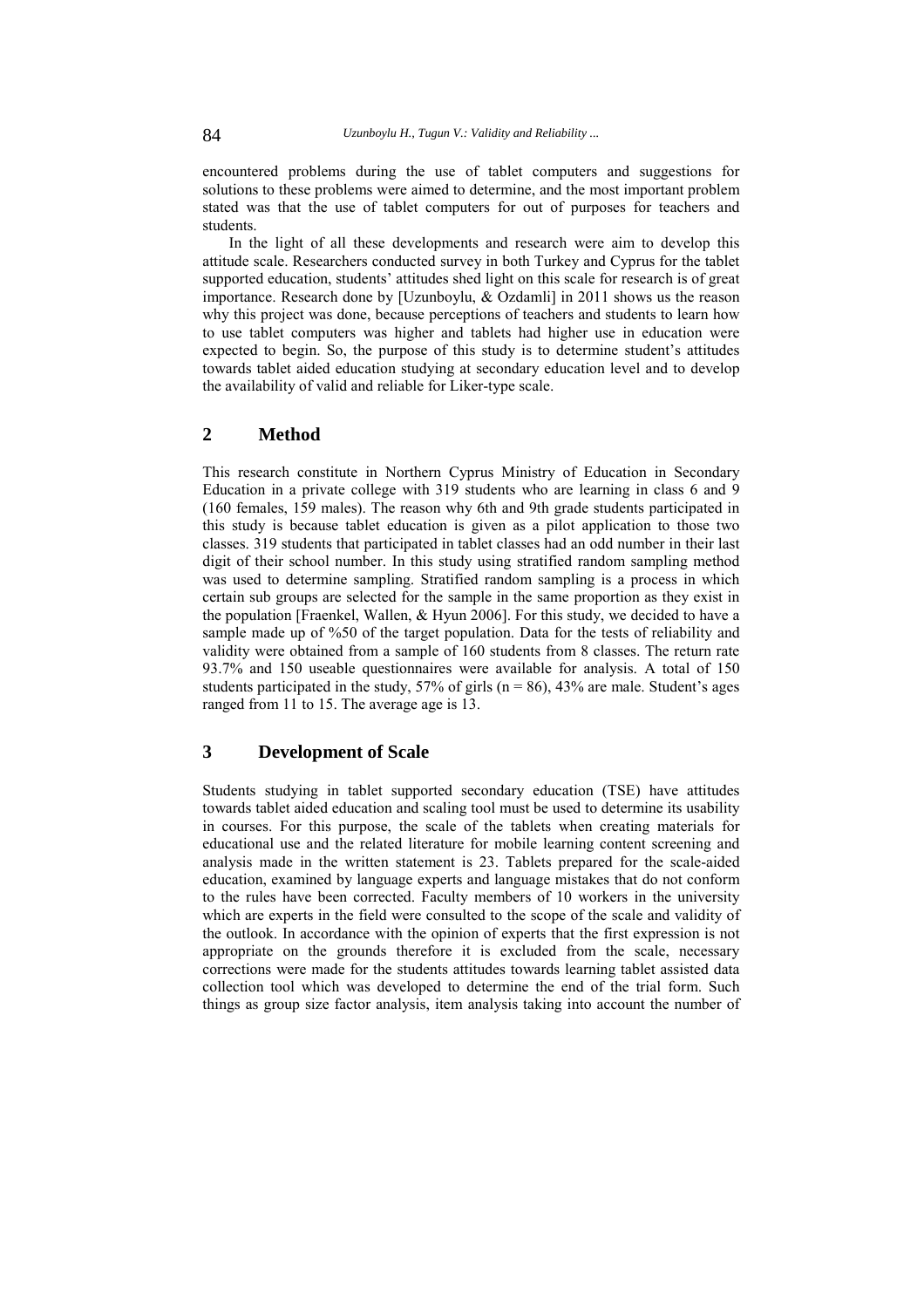encountered problems during the use of tablet computers and suggestions for solutions to these problems were aimed to determine, and the most important problem stated was that the use of tablet computers for out of purposes for teachers and students.

In the light of all these developments and research were aim to develop this attitude scale. Researchers conducted survey in both Turkey and Cyprus for the tablet supported education, students' attitudes shed light on this scale for research is of great importance. Research done by [Uzunboylu, & Ozdamli] in 2011 shows us the reason why this project was done, because perceptions of teachers and students to learn how to use tablet computers was higher and tablets had higher use in education were expected to begin. So, the purpose of this study is to determine student's attitudes towards tablet aided education studying at secondary education level and to develop the availability of valid and reliable for Liker-type scale.

## 2 Method

This research constitute in Northern Cyprus Ministry of Education in Secondary Education in a private college with 319 students who are learning in class 6 and 9 (160 females, 159 males). The reason why 6th and 9th grade students participated in this study is because tablet education is given as a pilot application to those two classes. 319 students that participated in tablet classes had an odd number in their last digit of their school number. In this study using stratified random sampling method was used to determine sampling. Stratified random sampling is a process in which certain sub groups are selected for the sample in the same proportion as they exist in the population [Fraenkel, Wallen, & Hyun 2006]. For this study, we decided to have a sample made up of %50 of the target population. Data for the tests of reliability and validity were obtained from a sample of 160 students from 8 classes. The return rate 93.7% and 150 useable questionnaires were available for analysis. A total of 150 students participated in the study, 57% of girls (n = 86), 43% are male. Student's ages ranged from 11 to 15. The average age is 13.

## 3 Development of Scale

Students studying in tablet supported secondary education (TSE) have attitudes towards tablet aided education and scaling tool must be used to determine its usability in courses. For this purpose, the scale of the tablets when creating materials for educational use and the related literature for mobile learning content screening and analysis made in the written statement is 23. Tablets prepared for the scale-aided education, examined by language experts and language mistakes that do not conform to the rules have been corrected. Faculty members of 10 workers in the university which are experts in the field were consulted to the scope of the scale and validity of the outlook. In accordance with the opinion of experts that the first expression is not appropriate on the grounds therefore it is excluded from the scale, necessary corrections were made for the students attitudes towards learning tablet assisted data collection tool which was developed to determine the end of the trial form. Such things as group size factor analysis, item analysis taking into account the number of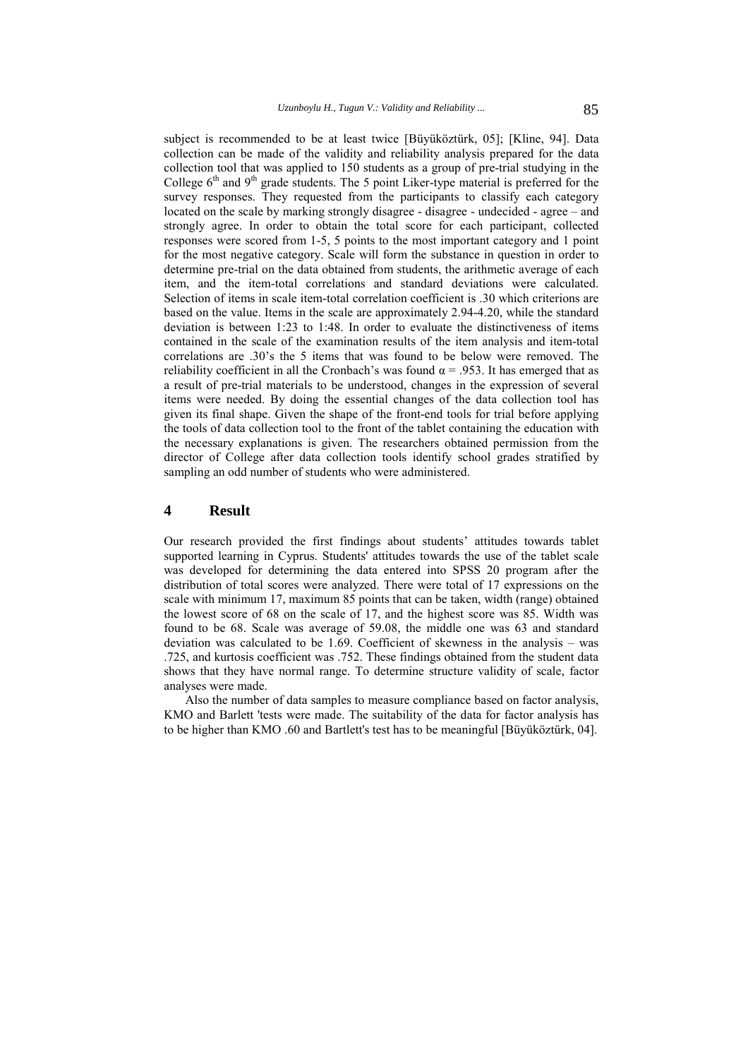subject is recommended to be at least twice [Büyüköztürk, 05]; [Kline, 94]. Data collection can be made of the validity and reliability analysis prepared for the data collection tool that was applied to 150 students as a group of pre-trial studying in the College 6th and 9th grade students. The 5 point Liker-type material is preferred for the survey responses. They requested from the participants to classify each category located on the scale by marking strongly disagree - disagree - undecided - agree – and strongly agree. In order to obtain the total score for each participant, collected responses were scored from 1-5, 5 points to the most important category and 1 point for the most negative category. Scale will form the substance in question in order to determine pre-trial on the data obtained from students, the arithmetic average of each item, and the item-total correlations and standard deviations were calculated. Selection of items in scale item-total correlation coefficient is .30 which criterions are based on the value. Items in the scale are approximately 2.94-4.20, while the standard deviation is between 1:23 to 1:48. In order to evaluate the distinctiveness of items contained in the scale of the examination results of the item analysis and item-total correlations are .30's the 5 items that was found to be below were removed. The reliability coefficient in all the Cronbach's was found $\alpha = .953$. It has emerged that as a result of pre-trial materials to be understood, changes in the expression of several items were needed. By doing the essential changes of the data collection tool has given its final shape. Given the shape of the front-end tools for trial before applying the tools of data collection tool to the front of the tablet containing the education with the necessary explanations is given. The researchers obtained permission from the director of College after data collection tools identify school grades stratified by sampling an odd number of students who were administered.

## 4 Result

Our research provided the first findings about students' attitudes towards tablet supported learning in Cyprus. Students' attitudes towards the use of the tablet scale was developed for determining the data entered into SPSS 20 program after the distribution of total scores were analyzed. There were total of 17 expressions on the scale with minimum 17, maximum 85 points that can be taken, width (range) obtained the lowest score of 68 on the scale of 17, and the highest score was 85. Width was found to be 68. Scale was average of 59.08, the middle one was 63 and standard deviation was calculated to be 1.69. Coefficient of skewness in the analysis – was .725, and kurtosis coefficient was .752. These findings obtained from the student data shows that they have normal range. To determine structure validity of scale, factor analyses were made.

Also the number of data samples to measure compliance based on factor analysis, KMO and Barlett 'tests were made. The suitability of the data for factor analysis has to be higher than KMO .60 and Bartlett's test has to be meaningful [Büyüköztürk, 04].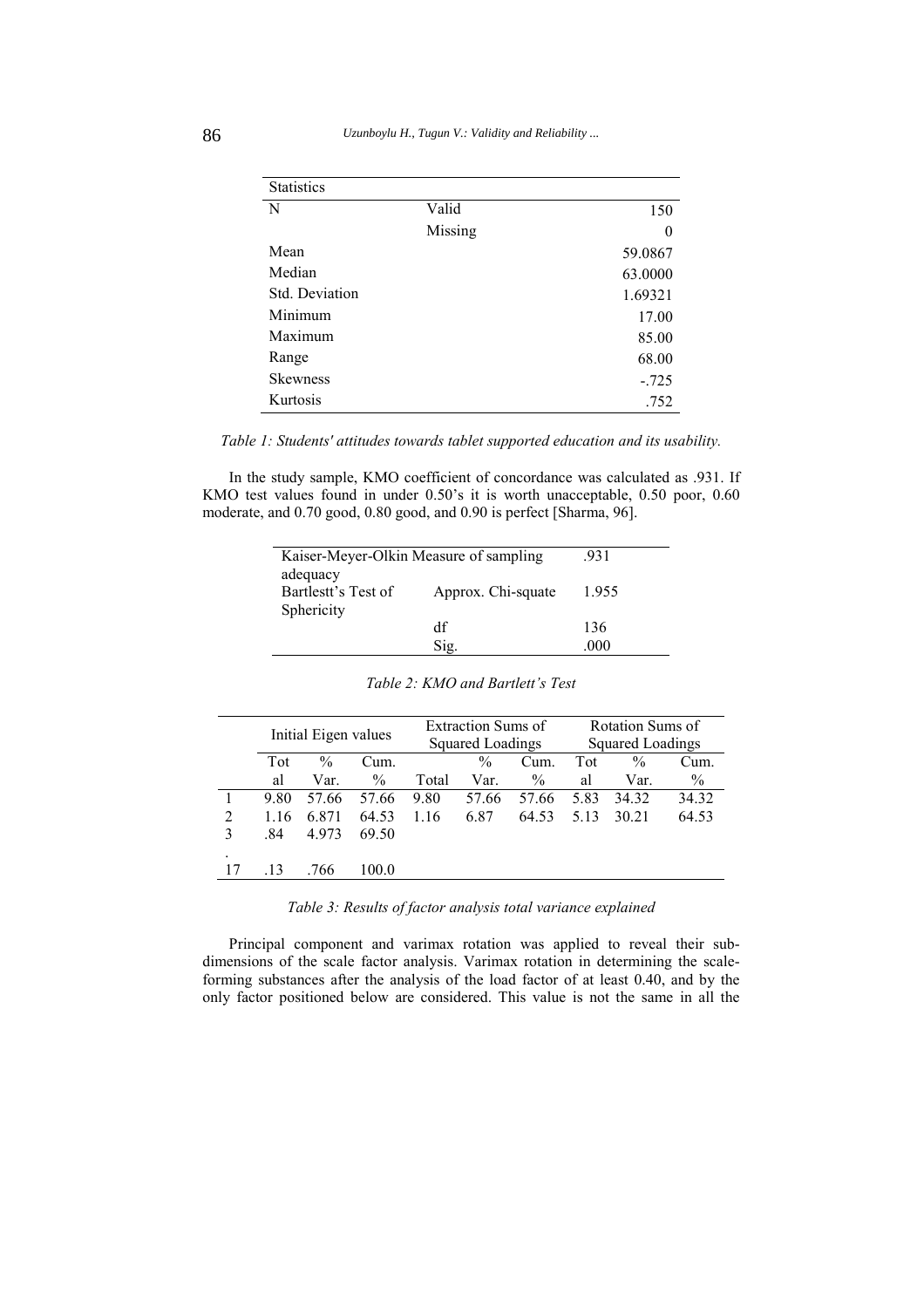| Statistics | | |
|---|---|---|
| N | Valid | 150 |
| | Missing | 0 |
| Mean | | 59.0867 |
| Median | | 63.0000 |
| Std. Deviation | | 1.69321 |
| Minimum | | 17.00 |
| Maximum | | 85.00 |
| Range | | 68.00 |
| Skewness | | -.725 |
| Kurtosis | | .752 |

*Table 1: Students' attitudes towards tablet supported education and its usability.*

In the study sample, KMO coefficient of concordance was calculated as .931. If KMO test values found in under 0.50's it is worth unacceptable, 0.50 poor, 0.60 moderate, and 0.70 good, 0.80 good, and 0.90 is perfect [Sharma, 96].

| Kaiser-Meyer-Olkin Measure of sampling adequacy | | .931 |
|---|---|---|
| Barlestt's Test of Sphericity | Approx. Chi-squate | 1.955 |
| | df | 136 |
| | Sig. | .000 |

*Table 2: KMO and Bartlett's Test*

| | Initial Eigen values | | | Extraction Sums of Squared Loadings | | | Rotation Sums of Squared Loadings | | |
|---|---|---|---|---|---|---|---|---|---|
| | Total | % Var. | Cum. % | Total | % Var. | Cum. % | Total | % Var. | Cum. % |
| 1 | 9.80 | 57.66 | 57.66 | 9.80 | 57.66 | 57.66 | 5.83 | 34.32 | 34.32 |
| 2 | 1.16 | 6.871 | 64.53 | 1.16 | 6.87 | 64.53 | 5.13 | 30.21 | 64.53 |
| 3 | .84 | 4.973 | 69.50 | | | | | | |
| . | | | | | | | | | |
| 17 | .13 | .766 | 100.0 | | | | | | |

*Table 3: Results of factor analysis total variance explained*

Principal component and varimax rotation was applied to reveal their sub-dimensions of the scale factor analysis. Varimax rotation in determining the scale-forming substances after the analysis of the load factor of at least 0.40, and by the only factor positioned below are considered. This value is not the same in all the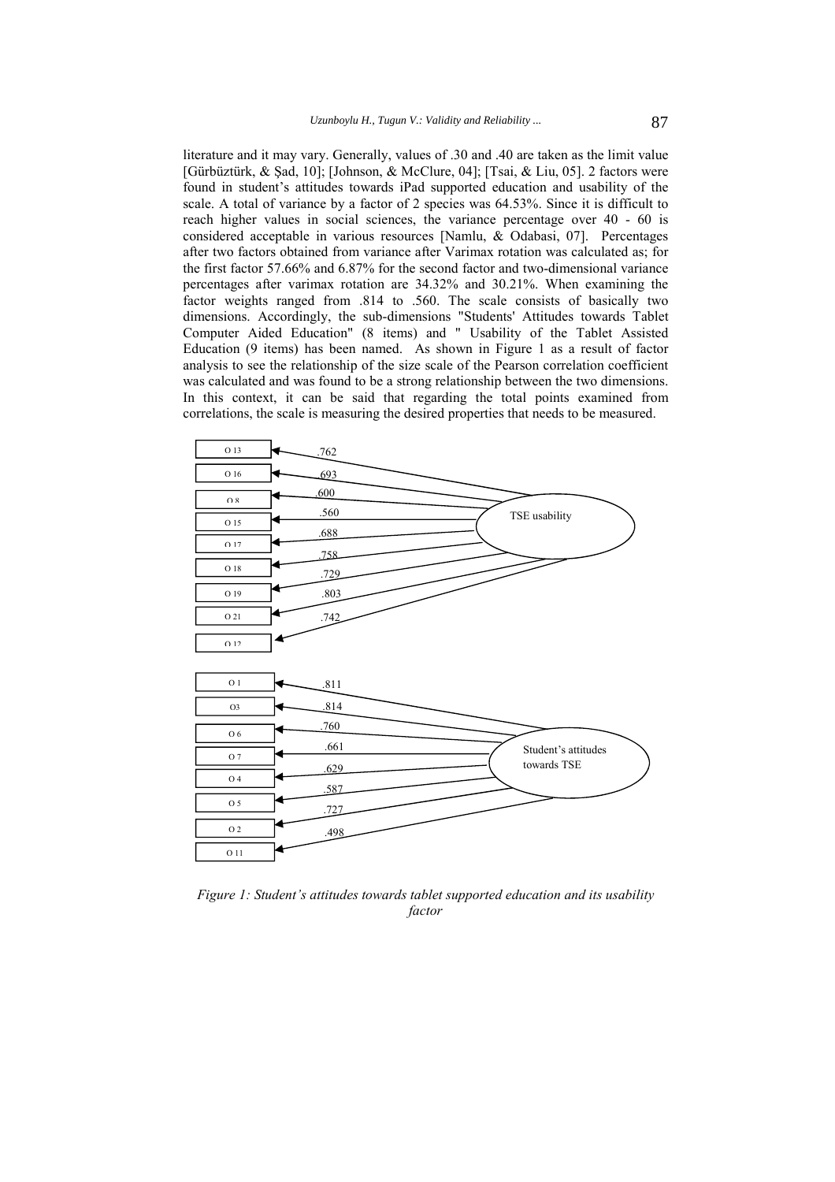literature and it may vary. Generally, values of .30 and .40 are taken as the limit value [Gürbüztürk, & Şad, 10]; [Johnson, & McClure, 04]; [Tsai, & Liu, 05]. 2 factors were found in student's attitudes towards iPad supported education and usability of the scale. A total of variance by a factor of 2 species was 64.53%. Since it is difficult to reach higher values in social sciences, the variance percentage over 40 - 60 is considered acceptable in various resources [Namlu, & Odabasi, 07]. Percentages after two factors obtained from variance after Varimax rotation was calculated as; for the first factor 57.66% and 6.87% for the second factor and two-dimensional variance percentages after varimax rotation are 34.32% and 30.21%. When examining the factor weights ranged from .814 to .560. The scale consists of basically two dimensions. Accordingly, the sub-dimensions "Students' Attitudes towards Tablet Computer Aided Education" (8 items) and " Usability of the Tablet Assisted Education (9 items) has been named. As shown in Figure 1 as a result of factor analysis to see the relationship of the size scale of the Pearson correlation coefficient was calculated and was found to be a strong relationship between the two dimensions. In this context, it can be said that regarding the total points examined from correlations, the scale is measuring the desired properties that needs to be measured.

*Figure 1: Student's attitudes towards tablet supported education and its usability factor*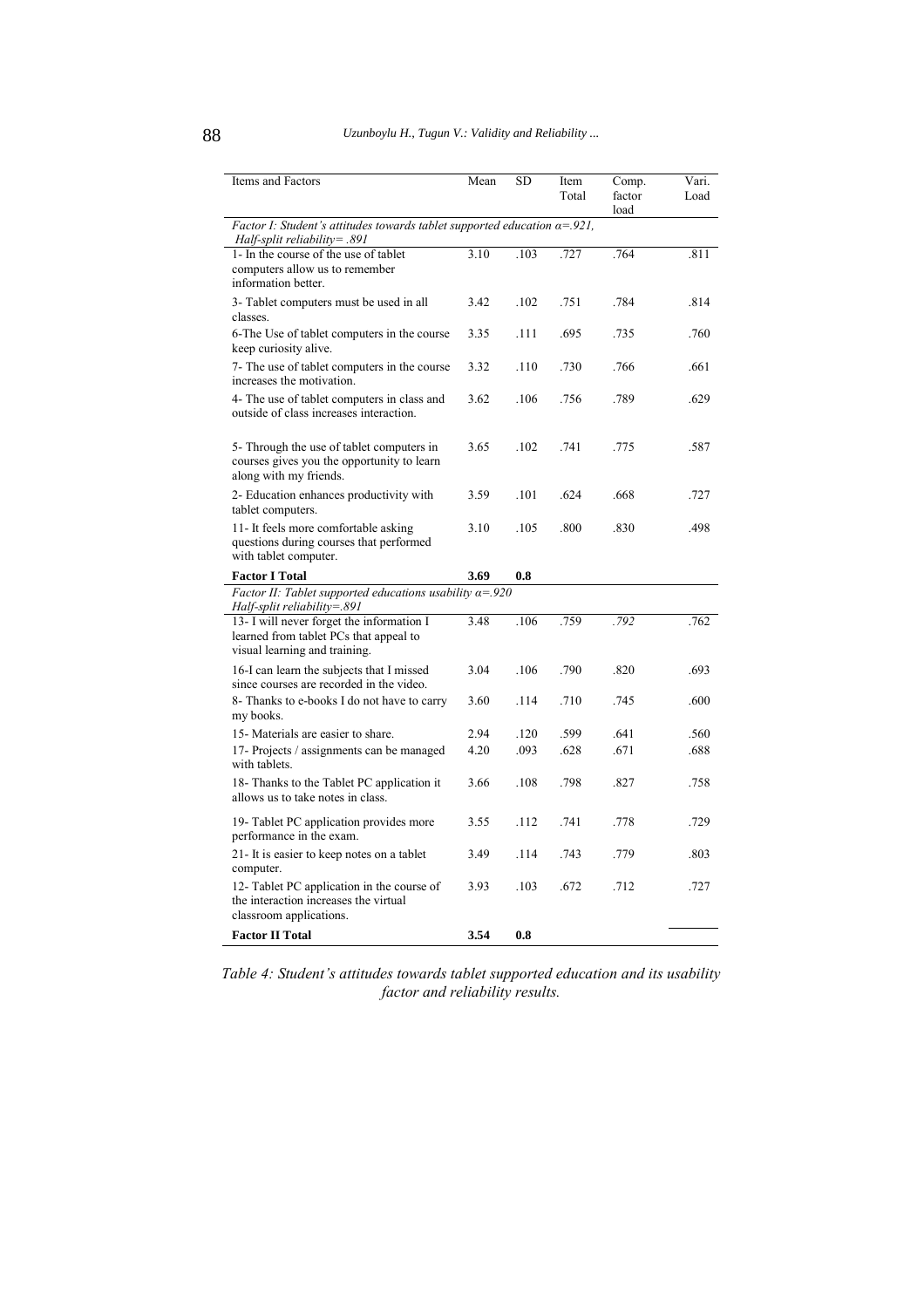| Items and Factors | Mean | SD | Item Total | Comp. factor load | Vari. Load |
|---|---|---|---|---|---|
| *Factor I: Student's attitudes towards tablet supported education α=.921, Half-split reliability= .891* | | | | | |
| 1- In the course of the use of tablet computers allow us to remember information better. | 3.10 | .103 | .727 | .764 | .811 |
| 3- Tablet computers must be used in all classes. | 3.42 | .102 | .751 | .784 | .814 |
| 6-The Use of tablet computers in the course keep curiosity alive. | 3.35 | .111 | .695 | .735 | .760 |
| 7- The use of tablet computers in the course increases the motivation. | 3.32 | .110 | .730 | .766 | .661 |
| 4- The use of tablet computers in class and outside of class increases interaction. | 3.62 | .106 | .756 | .789 | .629 |
| 5- Through the use of tablet computers in courses gives you the opportunity to learn along with my friends. | 3.65 | .102 | .741 | .775 | .587 |
| 2- Education enhances productivity with tablet computers. | 3.59 | .101 | .624 | .668 | .727 |
| 11- It feels more comfortable asking questions during courses that performed with tablet computer. | 3.10 | .105 | .800 | .830 | .498 |
| **Factor I Total** | **3.69** | **0.8** | | | |
| *Factor II: Tablet supported educations usability α=.920 Half-split reliability=.891* | | | | | |
| 13- I will never forget the information I learned from tablet PCs that appeal to visual learning and training. | 3.48 | .106 | .759 | *.792* | .762 |
| 16-I can learn the subjects that I missed since courses are recorded in the video. | 3.04 | .106 | .790 | .820 | .693 |
| 8- Thanks to e-books I do not have to carry my books. | 3.60 | .114 | .710 | .745 | .600 |
| 15- Materials are easier to share. | 2.94 | .120 | .599 | .641 | .560 |
| 17- Projects / assignments can be managed with tablets. | 4.20 | .093 | .628 | .671 | .688 |
| 18- Thanks to the Tablet PC application it allows us to take notes in class. | 3.66 | .108 | .798 | .827 | .758 |
| 19- Tablet PC application provides more performance in the exam. | 3.55 | .112 | .741 | .778 | .729 |
| 21- It is easier to keep notes on a tablet computer. | 3.49 | .114 | .743 | .779 | .803 |
| 12- Tablet PC application in the course of the interaction increases the virtual classroom applications. | 3.93 | .103 | .672 | .712 | .727 |
| **Factor II Total** | **3.54** | **0.8** | | | |

*Table 4: Student's attitudes towards tablet supported education and its usability factor and reliability results.*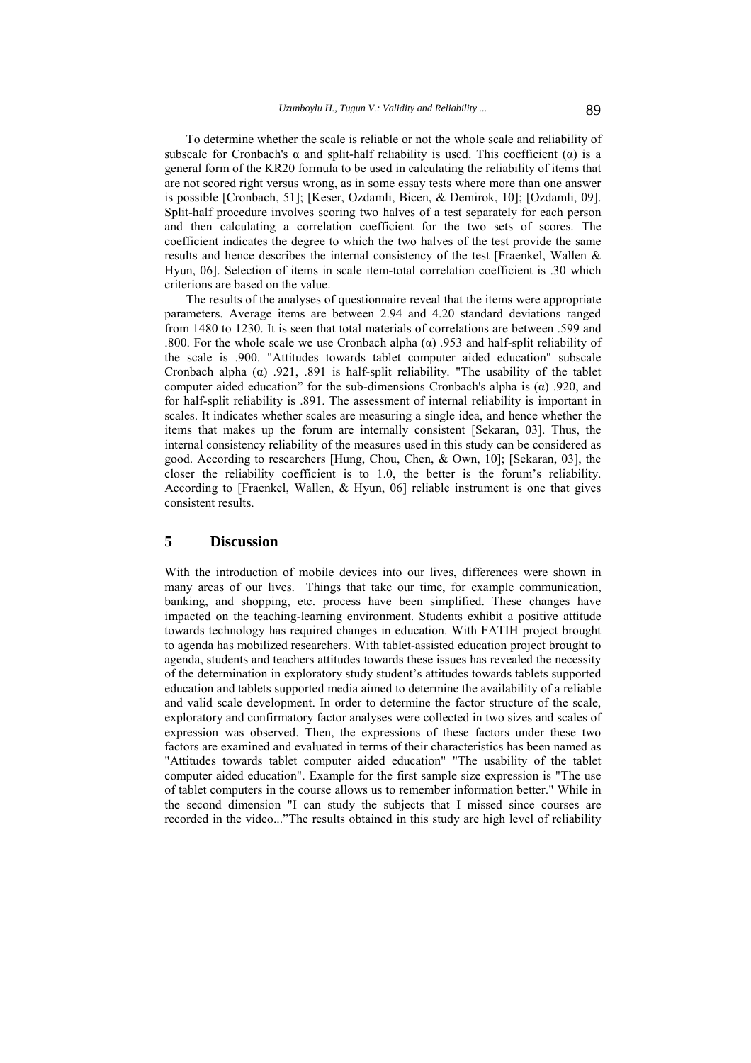To determine whether the scale is reliable or not the whole scale and reliability of subscale for Cronbach's α and split-half reliability is used. This coefficient (α) is a general form of the KR20 formula to be used in calculating the reliability of items that are not scored right versus wrong, as in some essay tests where more than one answer is possible [Cronbach, 51]; [Keser, Ozdamli, Bicen, & Demirok, 10]; [Ozdamli, 09]. Split-half procedure involves scoring two halves of a test separately for each person and then calculating a correlation coefficient for the two sets of scores. The coefficient indicates the degree to which the two halves of the test provide the same results and hence describes the internal consistency of the test [Fraenkel, Wallen & Hyun, 06]. Selection of items in scale item-total correlation coefficient is .30 which criterions are based on the value.

The results of the analyses of questionnaire reveal that the items were appropriate parameters. Average items are between 2.94 and 4.20 standard deviations ranged from 1480 to 1230. It is seen that total materials of correlations are between .599 and .800. For the whole scale we use Cronbach alpha (α) .953 and half-split reliability of the scale is .900. "Attitudes towards tablet computer aided education" subscale Cronbach alpha (α) .921, .891 is half-split reliability. "The usability of the tablet computer aided education" for the sub-dimensions Cronbach's alpha is (α) .920, and for half-split reliability is .891. The assessment of internal reliability is important in scales. It indicates whether scales are measuring a single idea, and hence whether the items that makes up the forum are internally consistent [Sekaran, 03]. Thus, the internal consistency reliability of the measures used in this study can be considered as good. According to researchers [Hung, Chou, Chen, & Own, 10]; [Sekaran, 03], the closer the reliability coefficient is to 1.0, the better is the forum's reliability. According to [Fraenkel, Wallen, & Hyun, 06] reliable instrument is one that gives consistent results.

## 5 Discussion

With the introduction of mobile devices into our lives, differences were shown in many areas of our lives. Things that take our time, for example communication, banking, and shopping, etc. process have been simplified. These changes have impacted on the teaching-learning environment. Students exhibit a positive attitude towards technology has required changes in education. With FATIH project brought to agenda has mobilized researchers. With tablet-assisted education project brought to agenda, students and teachers attitudes towards these issues has revealed the necessity of the determination in exploratory study student's attitudes towards tablets supported education and tablets supported media aimed to determine the availability of a reliable and valid scale development. In order to determine the factor structure of the scale, exploratory and confirmatory factor analyses were collected in two sizes and scales of expression was observed. Then, the expressions of these factors under these two factors are examined and evaluated in terms of their characteristics has been named as "Attitudes towards tablet computer aided education" "The usability of the tablet computer aided education". Example for the first sample size expression is "The use of tablet computers in the course allows us to remember information better." While in the second dimension "I can study the subjects that I missed since courses are recorded in the video..."The results obtained in this study are high level of reliability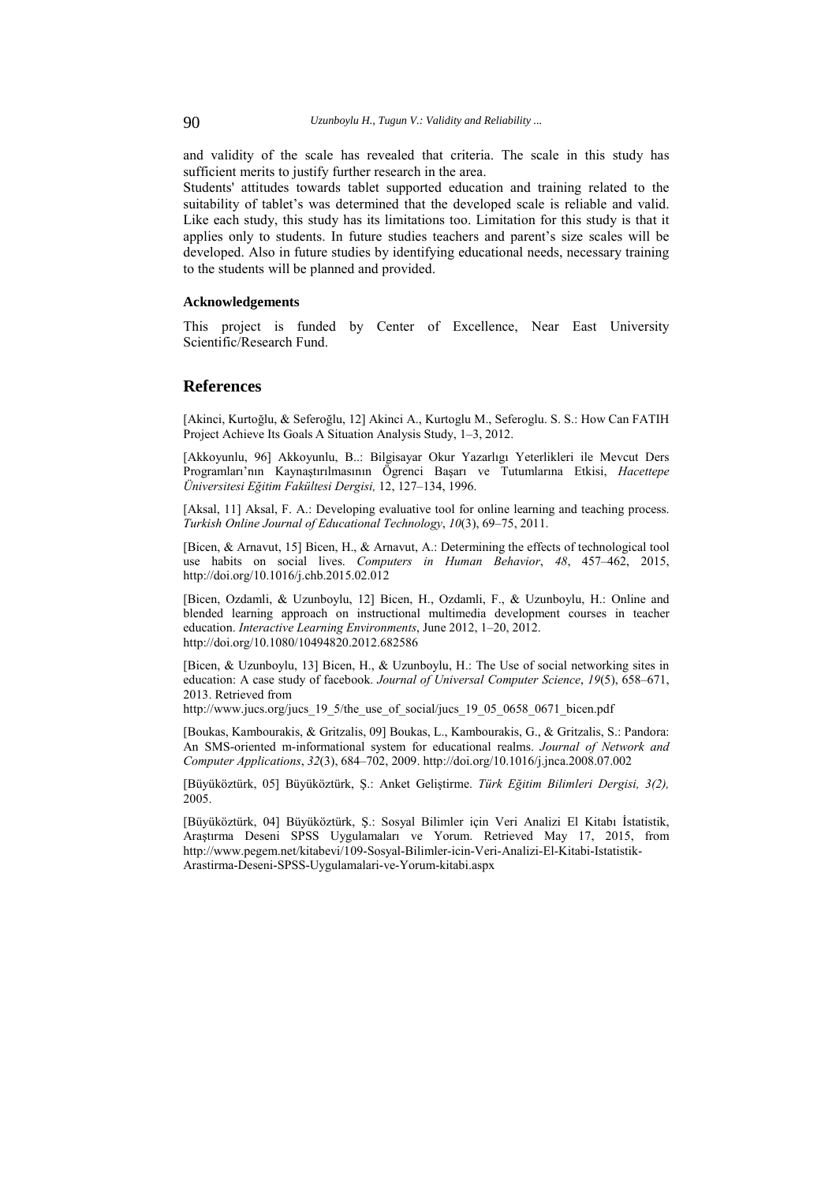and validity of the scale has revealed that criteria. The scale in this study has sufficient merits to justify further research in the area.

Students' attitudes towards tablet supported education and training related to the suitability of tablet's was determined that the developed scale is reliable and valid. Like each study, this study has its limitations too. Limitation for this study is that it applies only to students. In future studies teachers and parent's size scales will be developed. Also in future studies by identifying educational needs, necessary training to the students will be planned and provided.

### Acknowledgements

This project is funded by Center of Excellence, Near East University Scientific/Research Fund.

## References

[Akinci, Kurtoğlu, & Seferoğlu, 12] Akinci A., Kurtoglu M., Seferoglu. S. S.: How Can FATIH Project Achieve Its Goals A Situation Analysis Study, 1–3, 2012.

[Akkoyunlu, 96] Akkoyunlu, B..: Bilgisayar Okur Yazarlığı Yeterlikleri ile Mevcut Ders Programları'nın Kaynaştırılmasının Ögrenci Başarı ve Tutumlarına Etkisi, *Hacettepe Üniversitesi Eğitim Fakültesi Dergisi,* 12, 127–134, 1996.

[Aksal, 11] Aksal, F. A.: Developing evaluative tool for online learning and teaching process. *Turkish Online Journal of Educational Technology*, *10*(3), 69–75, 2011.

[Bicen, & Arnavut, 15] Bicen, H., & Arnavut, A.: Determining the effects of technological tool use habits on social lives. *Computers in Human Behavior*, *48*, 457–462, 2015, http://doi.org/10.1016/j.chb.2015.02.012

[Bicen, Ozdamli, & Uzunboylu, 12] Bicen, H., Ozdamli, F., & Uzunboylu, H.: Online and blended learning approach on instructional multimedia development courses in teacher education. *Interactive Learning Environments*, June 2012, 1–20, 2012. http://doi.org/10.1080/10494820.2012.682586

[Bicen, & Uzunboylu, 13] Bicen, H., & Uzunboylu, H.: The Use of social networking sites in education: A case study of facebook. *Journal of Universal Computer Science*, *19*(5), 658–671, 2013. Retrieved from http://www.jucs.org/jucs_19_5/the_use_of_social/jucs_19_05_0658_0671_bicen.pdf

[Boukas, Kambourakis, & Gritzalis, 09] Boukas, L., Kambourakis, G., & Gritzalis, S.: Pandora: An SMS-oriented m-informational system for educational realms. *Journal of Network and Computer Applications*, *32*(3), 684–702, 2009. http://doi.org/10.1016/j.jnca.2008.07.002

[Büyüköztürk, 05] Büyüköztürk, Ş.: Anket Geliştirme. *Türk Eğitim Bilimleri Dergisi, 3(2),* 2005.

[Büyüköztürk, 04] Büyüköztürk, Ş.: Sosyal Bilimler için Veri Analizi El Kitabı İstatistik, Araştırma Deseni SPSS Uygulamaları ve Yorum. Retrieved May 17, 2015, from http://www.pegem.net/kitabevi/109-Sosyal-Bilimler-icin-Veri-Analizi-El-Kitabi-Istatistik-Arastirma-Deseni-SPSS-Uygulamalari-ve-Yorum-kitabi.aspx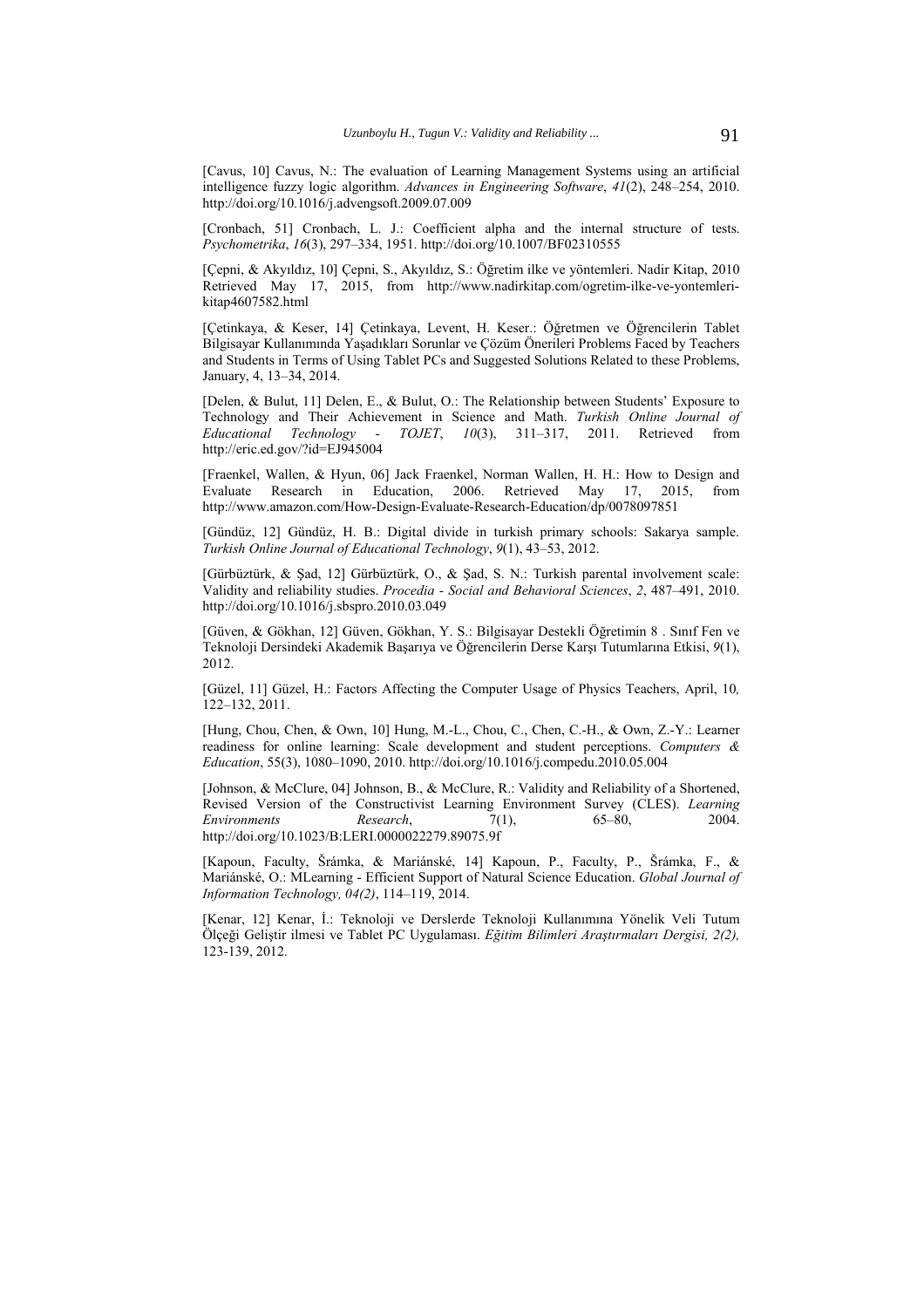[Cavus, 10] Cavus, N.: The evaluation of Learning Management Systems using an artificial intelligence fuzzy logic algorithm. *Advances in Engineering Software*, *41*(2), 248–254, 2010. http://doi.org/10.1016/j.advengsoft.2009.07.009

[Cronbach, 51] Cronbach, L. J.: Coefficient alpha and the internal structure of tests. *Psychometrika*, *16*(3), 297–334, 1951. http://doi.org/10.1007/BF02310555

[Çepni, & Akyıldız, 10] Çepni, S., Akyıldız, S.: Öğretim ilke ve yöntemleri. Nadir Kitap, 2010 Retrieved May 17, 2015, from http://www.nadirkitap.com/ogretim-ilke-ve-yontemleri-kitap4607582.html

[Çetinkaya, & Keser, 14] Çetinkaya, Levent, H. Keser.: Öğretmen ve Öğrencilerin Tablet Bilgisayar Kullanımında Yaşadıkları Sorunlar ve Çözüm Önerileri Problems Faced by Teachers and Students in Terms of Using Tablet PCs and Suggested Solutions Related to these Problems, January, 4, 13–34, 2014.

[Delen, & Bulut, 11] Delen, E., & Bulut, O.: The Relationship between Students' Exposure to Technology and Their Achievement in Science and Math. *Turkish Online Journal of Educational Technology - TOJET*, *10*(3), 311–317, 2011. Retrieved from http://eric.ed.gov/?id=EJ945004

[Fraenkel, Wallen, & Hyun, 06] Jack Fraenkel, Norman Wallen, H. H.: How to Design and Evaluate Research in Education, 2006. Retrieved May 17, 2015, from http://www.amazon.com/How-Design-Evaluate-Research-Education/dp/0078097851

[Gündüz, 12] Gündüz, H. B.: Digital divide in turkish primary schools: Sakarya sample. *Turkish Online Journal of Educational Technology*, *9*(1), 43–53, 2012.

[Gürbüztürk, & Şad, 12] Gürbüztürk, O., & Şad, S. N.: Turkish parental involvement scale: Validity and reliability studies. *Procedia - Social and Behavioral Sciences*, *2*, 487–491, 2010. http://doi.org/10.1016/j.sbspro.2010.03.049

[Güven, & Gökhan, 12] Güven, Gökhan, Y. S.: Bilgisayar Destekli Öğretimin 8 . Sınıf Fen ve Teknoloji Dersindeki Akademik Başarıya ve Öğrencilerin Derse Karşı Tutumlarına Etkisi, *9*(1), 2012.

[Güzel, 11] Güzel, H.: Factors Affecting the Computer Usage of Physics Teachers, April, 10*,* 122–132, 2011.

[Hung, Chou, Chen, & Own, 10] Hung, M.-L., Chou, C., Chen, C.-H., & Own, Z.-Y.: Learner readiness for online learning: Scale development and student perceptions. *Computers & Education*, 55(3), 1080–1090, 2010. http://doi.org/10.1016/j.compedu.2010.05.004

[Johnson, & McClure, 04] Johnson, B., & McClure, R.: Validity and Reliability of a Shortened, Revised Version of the Constructivist Learning Environment Survey (CLES). *Learning Environments Research*, 7(1), 65–80, 2004. http://doi.org/10.1023/B:LERI.0000022279.89075.9f

[Kapoun, Faculty, Šrámka, & Mariánské, 14] Kapoun, P., Faculty, P., Šrámka, F., & Mariánské, O.: MLearning - Efficient Support of Natural Science Education. *Global Journal of Information Technology, 04(2)*, 114–119, 2014.

[Kenar, 12] Kenar, İ.: Teknoloji ve Derslerde Teknoloji Kullanımına Yönelik Veli Tutum Ölçeği Geliştir ilmesi ve Tablet PC Uygulaması. *Eğitim Bilimleri Araştırmaları Dergisi, 2(2),* 123-139, 2012.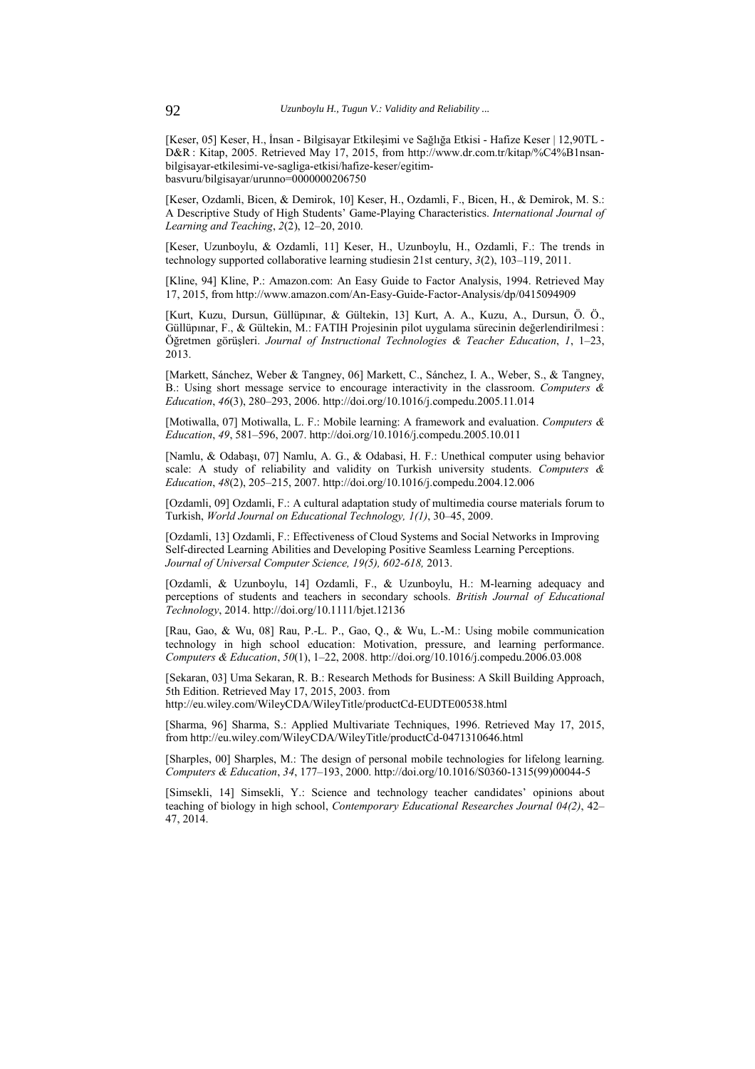[Keser, 05] Keser, H., İnsan - Bilgisayar Etkileşimi ve Sağlığa Etkisi - Hafize Keser | 12,90TL - D&R : Kitap, 2005. Retrieved May 17, 2015, from http://www.dr.com.tr/kitap/%C4%B1nsan-bilgisayar-etkilesimi-ve-sagliga-etkisi/hafize-keser/egitim-basvuru/bilgisayar/urunno=0000000206750

[Keser, Ozdamli, Bicen, & Demirok, 10] Keser, H., Ozdamli, F., Bicen, H., & Demirok, M. S.: A Descriptive Study of High Students' Game-Playing Characteristics. *International Journal of Learning and Teaching*, *2*(2), 12–20, 2010.

[Keser, Uzunboylu, & Ozdamli, 11] Keser, H., Uzunboylu, H., Ozdamli, F.: The trends in technology supported collaborative learning studiesin 21st century, *3*(2), 103–119, 2011.

[Kline, 94] Kline, P.: Amazon.com: An Easy Guide to Factor Analysis, 1994. Retrieved May 17, 2015, from http://www.amazon.com/An-Easy-Guide-Factor-Analysis/dp/0415094909

[Kurt, Kuzu, Dursun, Güllüpınar, & Gültekin, 13] Kurt, A. A., Kuzu, A., Dursun, Ö. Ö., Güllüpınar, F., & Gültekin, M.: FATIH Projesinin pilot uygulama sürecinin değerlendirilmesi : Öğretmen görüşleri. *Journal of Instructional Technologies & Teacher Education*, *1*, 1–23, 2013.

[Markett, Sánchez, Weber & Tangney, 06] Markett, C., Sánchez, I. A., Weber, S., & Tangney, B.: Using short message service to encourage interactivity in the classroom. *Computers & Education*, *46*(3), 280–293, 2006. http://doi.org/10.1016/j.compedu.2005.11.014

[Motiwalla, 07] Motiwalla, L. F.: Mobile learning: A framework and evaluation. *Computers & Education*, *49*, 581–596, 2007. http://doi.org/10.1016/j.compedu.2005.10.011

[Namlu, & Odabaşı, 07] Namlu, A. G., & Odabasi, H. F.: Unethical computer using behavior scale: A study of reliability and validity on Turkish university students. *Computers & Education*, *48*(2), 205–215, 2007. http://doi.org/10.1016/j.compedu.2004.12.006

[Ozdamli, 09] Ozdamli, F.: A cultural adaptation study of multimedia course materials forum to Turkish, *World Journal on Educational Technology, 1(1)*, 30–45, 2009.

[Ozdamli, 13] Ozdamli, F.: Effectiveness of Cloud Systems and Social Networks in Improving Self-directed Learning Abilities and Developing Positive Seamless Learning Perceptions. *Journal of Universal Computer Science, 19(5), 602-618,* 2013.

[Ozdamli, & Uzunboylu, 14] Ozdamli, F., & Uzunboylu, H.: M-learning adequacy and perceptions of students and teachers in secondary schools. *British Journal of Educational Technology*, 2014. http://doi.org/10.1111/bjet.12136

[Rau, Gao, & Wu, 08] Rau, P.-L. P., Gao, Q., & Wu, L.-M.: Using mobile communication technology in high school education: Motivation, pressure, and learning performance. *Computers & Education*, *50*(1), 1–22, 2008. http://doi.org/10.1016/j.compedu.2006.03.008

[Sekaran, 03] Uma Sekaran, R. B.: Research Methods for Business: A Skill Building Approach, 5th Edition. Retrieved May 17, 2015, 2003. from http://eu.wiley.com/WileyCDA/WileyTitle/productCd-EUDTE00538.html

[Sharma, 96] Sharma, S.: Applied Multivariate Techniques, 1996. Retrieved May 17, 2015, from http://eu.wiley.com/WileyCDA/WileyTitle/productCd-0471310646.html

[Sharples, 00] Sharples, M.: The design of personal mobile technologies for lifelong learning. *Computers & Education*, *34*, 177–193, 2000. http://doi.org/10.1016/S0360-1315(99)00044-5

[Simsekli, 14] Simsekli, Y.: Science and technology teacher candidates' opinions about teaching of biology in high school, *Contemporary Educational Researches Journal 04(2)*, 42–47, 2014.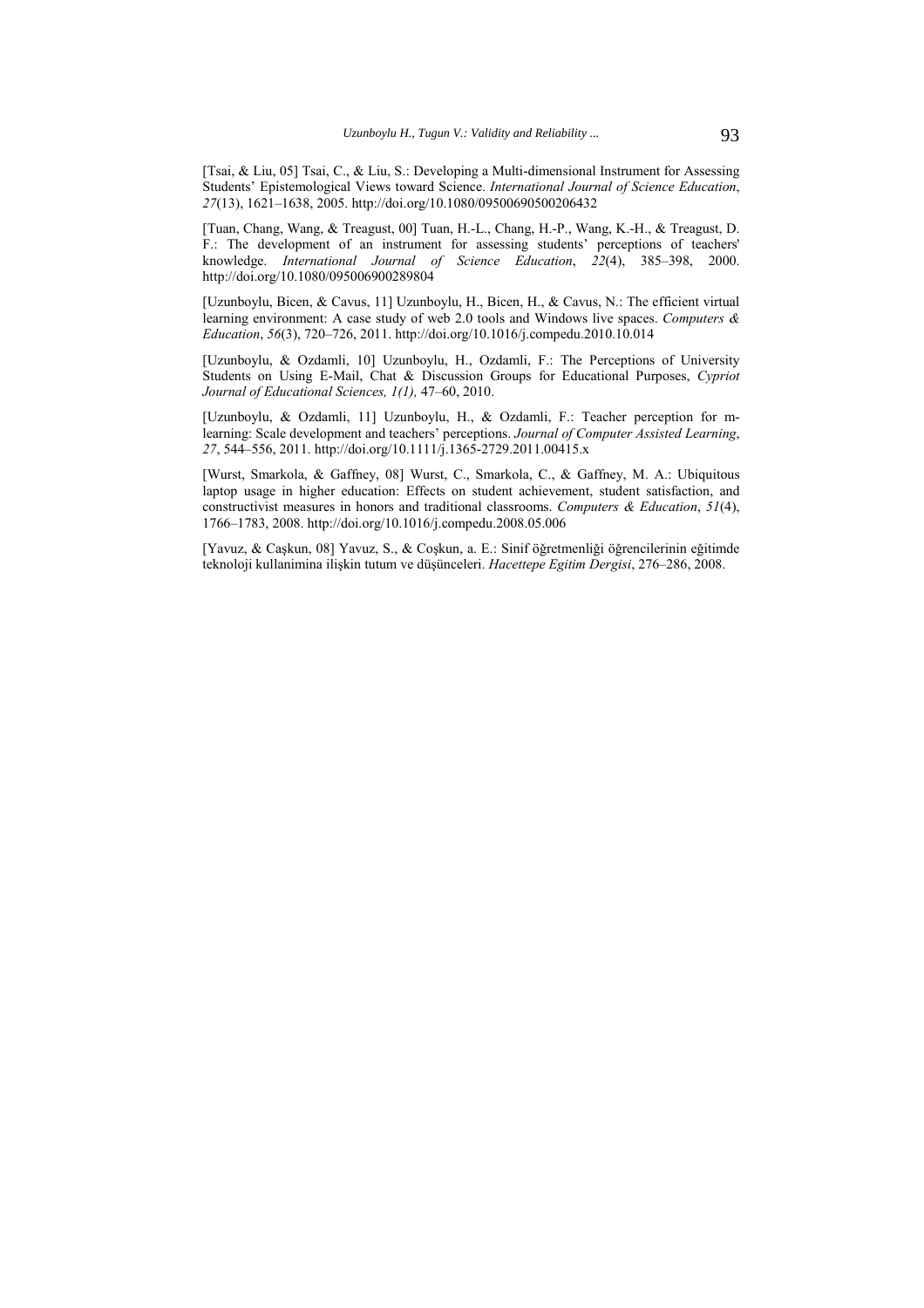[Tsai, & Liu, 05] Tsai, C., & Liu, S.: Developing a Multi-dimensional Instrument for Assessing Students' Epistemological Views toward Science. *International Journal of Science Education*, *27*(13), 1621–1638, 2005. http://doi.org/10.1080/09500690500206432

[Tuan, Chang, Wang, & Treagust, 00] Tuan, H.-L., Chang, H.-P., Wang, K.-H., & Treagust, D. F.: The development of an instrument for assessing students' perceptions of teachers' knowledge. *International Journal of Science Education*, *22*(4), 385–398, 2000. http://doi.org/10.1080/095006900289804

[Uzunboylu, Bicen, & Cavus, 11] Uzunboylu, H., Bicen, H., & Cavus, N.: The efficient virtual learning environment: A case study of web 2.0 tools and Windows live spaces. *Computers & Education*, *56*(3), 720–726, 2011. http://doi.org/10.1016/j.compedu.2010.10.014

[Uzunboylu, & Ozdamli, 10] Uzunboylu, H., Ozdamli, F.: The Perceptions of University Students on Using E-Mail, Chat & Discussion Groups for Educational Purposes, *Cypriot Journal of Educational Sciences, 1(1),* 47–60, 2010.

[Uzunboylu, & Ozdamli, 11] Uzunboylu, H., & Ozdamli, F.: Teacher perception for m-learning: Scale development and teachers' perceptions. *Journal of Computer Assisted Learning*, *27*, 544–556, 2011. http://doi.org/10.1111/j.1365-2729.2011.00415.x

[Wurst, Smarkola, & Gaffney, 08] Wurst, C., Smarkola, C., & Gaffney, M. A.: Ubiquitous laptop usage in higher education: Effects on student achievement, student satisfaction, and constructivist measures in honors and traditional classrooms. *Computers & Education*, *51*(4), 1766–1783, 2008. http://doi.org/10.1016/j.compedu.2008.05.006

[Yavuz, & Caşkun, 08] Yavuz, S., & Coşkun, a. E.: Sinif öğretmenliği öğrencilerinin eğitimde teknoloji kullanimina ilişkin tutum ve düşünceleri. *Hacettepe Egitim Dergisi*, 276–286, 2008.